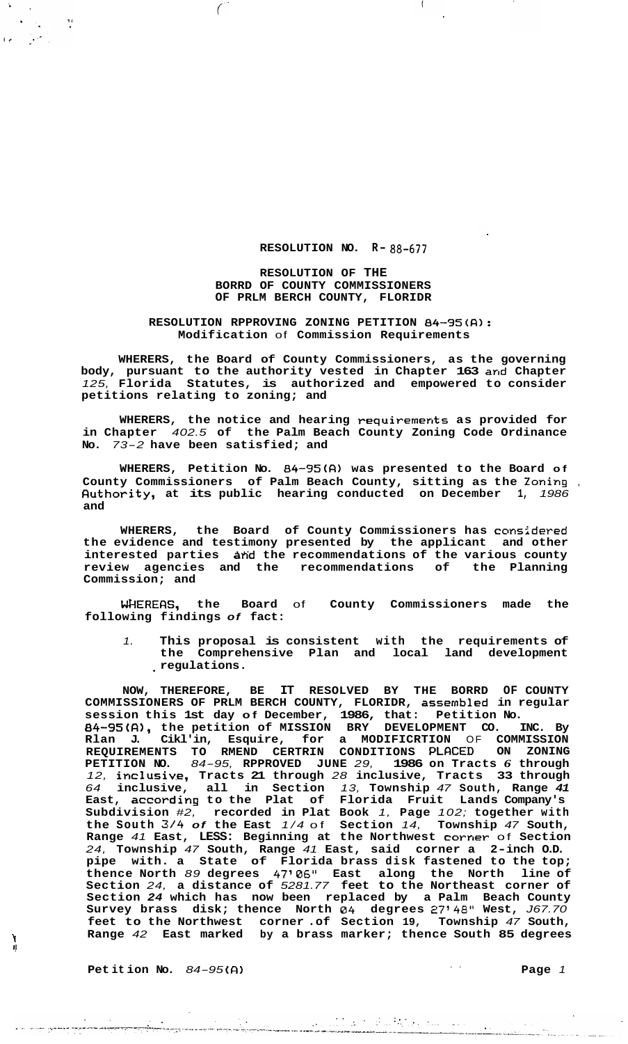**RESOLUTION NO. R- 88-677**

**RESOLUTION OF THE BORRD OF COUNTY COMMISSIONERS OF PRLM BERCH COUNTY, FLORIDR**

**RESOLUTION RPPROVING ZONING PETITION 84-95(A): Modification of Commission Requirements**

**WHERERS, the Board of County Commissioners, as the governing body, pursuant to the authority vested in Chapter 163 and Chapter *125,* Florida Statutes, is authorized and empowered to consider petitions relating to zoning; and**

**WHERERS, the notice and hearing requirements as provided for in Chapter *402.5* of the Palm Beach County Zoning Code Ordinance No. *73-2* have been satisfied; and**

**WHERERS, Petition No. 84-95(A) was presented to the Board of County Commissioners of Palm Beach County, sitting as the Zoning Authority, at its public hearing conducted on December 1, *1986* and**

**WHERERS, the Board of County Commissioners has considered the evidence and testimony presented by the applicant and other interested parties and the recommendations of the various county review agencies and the recommendations of the Planning Commission; and**

**WHEREAS, the Board of County Commissioners made the following findings *of* fact:**

1. **This proposal is consistent with the requirements of the Comprehensive Plan and local land development regulations.**

**NOW, THEREFORE, BE IT RESOLVED BY THE BORRD OF COUNTY COMMISSIONERS OF PRLM BERCH COUNTY, FLORIDR, assembled in regular session this 1st day of December, 1986, that: Petition No. 84-95(A), the petition of MISSION BRY DEVELOPMENT CO. INC. By Rlan J. Cikl'in, Esquire, for a MODIFICRTION OF COMMISSION REQUIREMENTS TO RMEND CERTRIN CONDITIONS PLACED ON ZONING PETITION NO. *84-95,* RPPROVED JUNE *29,* 1986 on Tracts *6* through *12,* inclusive, Tracts 21 through *28* inclusive, Tracts 33 through *64* inclusive, all in Section *13,* Township *47* South, Range *41* East, according to the Plat of Florida Fruit Lands Company's Subdivision *#2,* recorded in Plat Book *1,* Page *102;* together with the South *3/4 of* the East *1/4* of Section *14,* Township *47* South, Range *41* East, LESS: Beginning at the Northwest corner of Section *24,* Township *47* South, Range *41* East, said corner a 2-inch O.D. pipe with a State of Florida brass disk fastened to the top; thence North *89* degrees 47'06" East along the North line of Section *24,* a distance of *5281.77* feet to the Northeast corner of Section *24* which has now been replaced by a Palm Beach County Survey brass disk; thence North 04 degrees 27'48" West, *J67.70* feet to the Northwest corner of Section 19, Township *47* South, Range *42* East marked by a brass marker; thence South 85 degrees**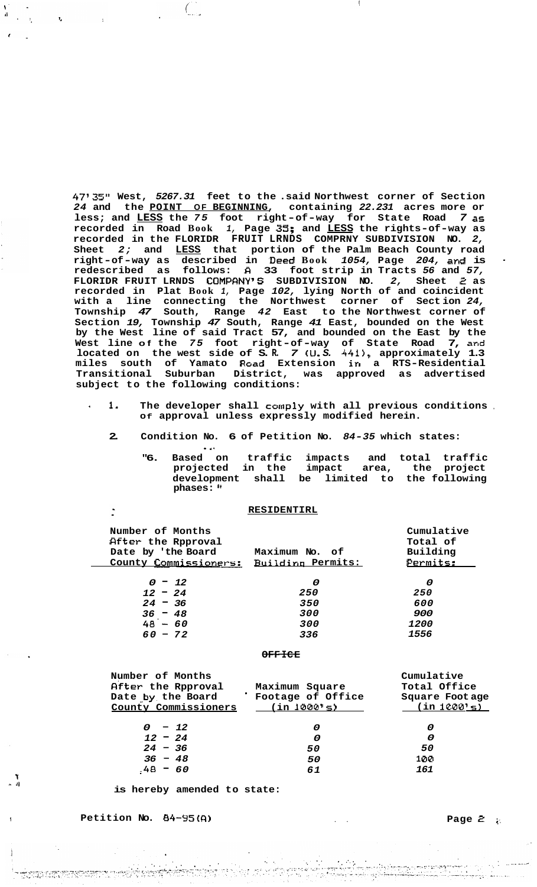47'35" West, *5267.31* feet to the said Northwest corner of Section *24* and the **POINT OF BEGINNING**, containing *22.231* acres more or less; and **LESS** the *75* foot right-of-way for State Road *7* as recorded in Road Book *1*, Page 35; and **LESS** the rights-of-way as recorded in the FLORIDA FRUIT LANDS COMPANY SUBDIVISION NO. *2*, Sheet *2*; and **LESS** that portion of the Palm Beach County road right-of-way as described in Deed Book *1054*, Page *204*, and is redescribed as follows: A 33 foot strip in Tracts *56* and *57*, FLORIDA FRUIT LANDS COMPANY'S SUBDIVISION NO. *2*, Sheet 2 as recorded in Plat Book *1*, Page *102*, lying North of and coincident with a line connecting the Northwest corner of Section *24*, Township *47* South, Range *42* East to the Northwest corner of Section *19*, Township *47* South, Range *41* East, bounded on the West by the West line of said Tract 57, and bounded on the East by the West line of the *75* foot right-of-way of State Road *7*, and located on the west side of S.R. *7* (U.S. 441), approximately 1.3 miles south of Yamato Road Extension in a RTS-Residential Transitional Suburban District, was approved as advertised subject to the following conditions:

1. The developer shall comply with all previous conditions of approval unless expressly modified herein.

2. Condition No. 6 of Petition No. *84-35* which states:

   "6. Based on traffic impacts and total traffic projected in the impact area, the project development shall be limited to the following phases:"

**RESIDENTIAL**

| Number of Months After the Approval Date by the Board County Commissioners: | Maximum No. of Building Permits: | Cumulative Total of Building Permits: |
|---|---|---|
| *0 - 12* | *0* | *0* |
| *12 - 24* | *250* | *250* |
| *24 - 36* | *350* | *600* |
| *36 - 48* | *300* | *900* |
| *48 - 60* | *300* | *1200* |
| *60 - 72* | *336* | *1556* |

~~**OFFICE**~~

| Number of Months After the Approval Date by the Board County Commissioners | Maximum Square Footage of Office (in 1000's) | Cumulative Total Office Square Footage (in 1000's) |
|---|---|---|
| *0 - 12* | *0* | *0* |
| *12 - 24* | *0* | *0* |
| *24 - 36* | *50* | *50* |
| *36 - 48* | *50* | *100* |
| *48 - 60* | *61* | *161* |

is hereby amended to state:

Petition No. 84-95(A)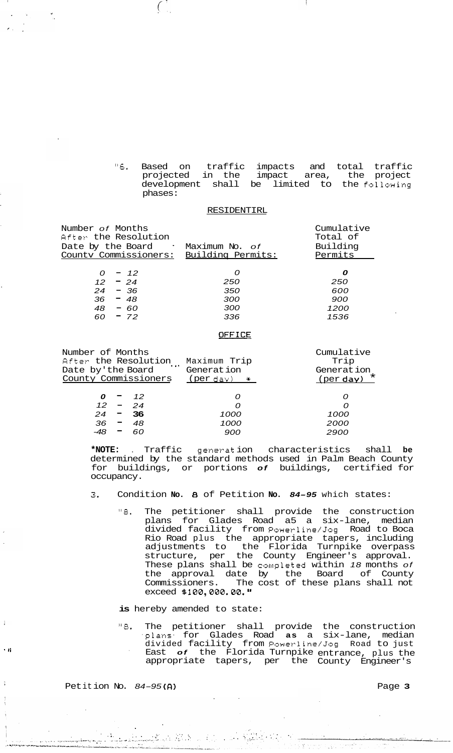"6. Based on traffic impacts and total traffic projected in the impact area, the project development shall be limited to the following phases:

RESIDENTIAL

| Number of Months After the Resolution Date by the Board County Commissioners: | Maximum No. of Building Permits: | Cumulative Total of Building Permits |
|---|---|---|
| 0 - 12 | 0 | 0 |
| 12 - 24 | 250 | 250 |
| 24 - 36 | 350 | 600 |
| 36 - 48 | 300 | 900 |
| 48 - 60 | 300 | 1200 |
| 60 - 72 | 336 | 1536 |

OFFICE

| Number of Months After the Resolution Date by the Board County Commissioners | Maximum Trip Generation (per day) * | Cumulative Trip Generation (per day) * |
|---|---|---|
| 0 - 12 | 0 | 0 |
| 12 - 24 | 0 | 0 |
| 24 - 36 | 1000 | 1000 |
| 36 - 48 | 1000 | 2000 |
| 48 - 60 | 900 | 2900 |

**\*NOTE:** Traffic generation characteristics shall be determined by the standard methods used in Palm Beach County for buildings, or portions of buildings, certified for occupancy.

3. Condition No. 8 of Petition No. 84-95 which states:

"8. The petitioner shall provide the construction plans for Glades Road as a six-lane, median divided facility from Powerline/Jog Road to Boca Rio Road plus the appropriate tapers, including adjustments to the Florida Turnpike overpass structure, per the County Engineer's approval. These plans shall be completed within 18 months of the approval date by the Board of County Commissioners. The cost of these plans shall not exceed $100,000.00."

**is** hereby amended to state:

"8. The petitioner shall provide the construction plans for Glades Road as a six-lane, median divided facility from Powerline/Jog Road to just East of the Florida Turnpike entrance, plus the appropriate tapers, per the County Engineer's

Petition No. 84-95(A)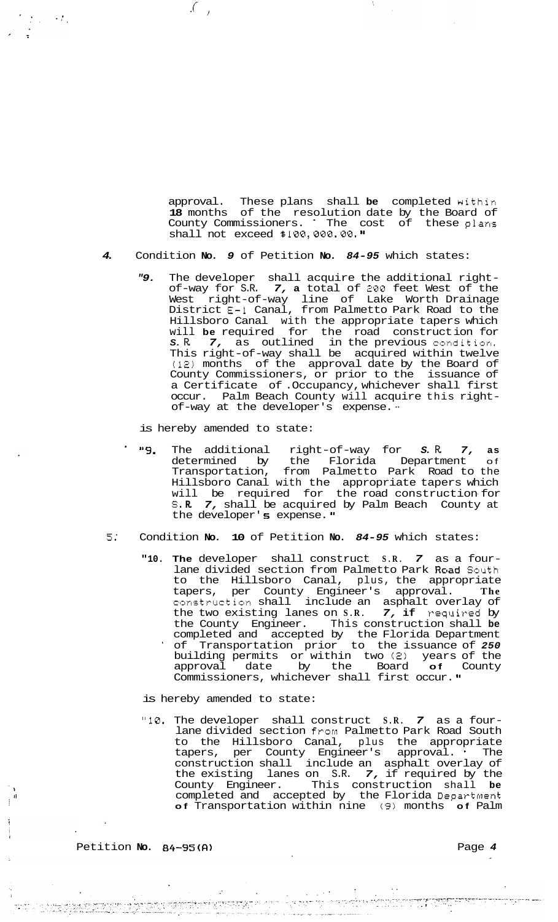approval. These plans shall be completed within 18 months of the resolution date by the Board of County Commissioners. The cost of these plans shall not exceed $100,000.00."

4. Condition No. 9 of Petition No. 84-95 which states:

> "9. The developer shall acquire the additional right-of-way for S.R. 7, a total of 200 feet West of the West right-of-way line of Lake Worth Drainage District E-1 Canal, from Palmetto Park Road to the Hillsboro Canal with the appropriate tapers which will be required for the road construction for S.R. 7, as outlined in the previous condition. This right-of-way shall be acquired within twelve (12) months of the approval date by the Board of County Commissioners, or prior to the issuance of a Certificate of Occupancy, whichever shall first occur. Palm Beach County will acquire this right-of-way at the developer's expense."

is hereby amended to state:

> "9. The additional right-of-way for S.R. 7, as determined by the Florida Department of Transportation, from Palmetto Park Road to the Hillsboro Canal with the appropriate tapers which will be required for the road construction for S.R. 7, shall be acquired by Palm Beach County at the developer's expense."

5. Condition No. 10 of Petition No. 84-95 which states:

> "10. The developer shall construct S.R. 7 as a four-lane divided section from Palmetto Park Road South to the Hillsboro Canal, plus, the appropriate tapers, per County Engineer's approval. The construction shall include an asphalt overlay of the two existing lanes on S.R. 7, if required by the County Engineer. This construction shall be completed and accepted by the Florida Department of Transportation prior to the issuance of 250 building permits or within two (2) years of the approval date by the Board of County Commissioners, whichever shall first occur."

is hereby amended to state:

> "10. The developer shall construct S.R. 7 as a four-lane divided section from Palmetto Park Road South to the Hillsboro Canal, plus the appropriate tapers, per County Engineer's approval. The construction shall include an asphalt overlay of the existing lanes on S.R. 7, if required by the County Engineer. This construction shall be completed and accepted by the Florida Department of Transportation within nine (9) months of Palm

Petition No. 84-95(A)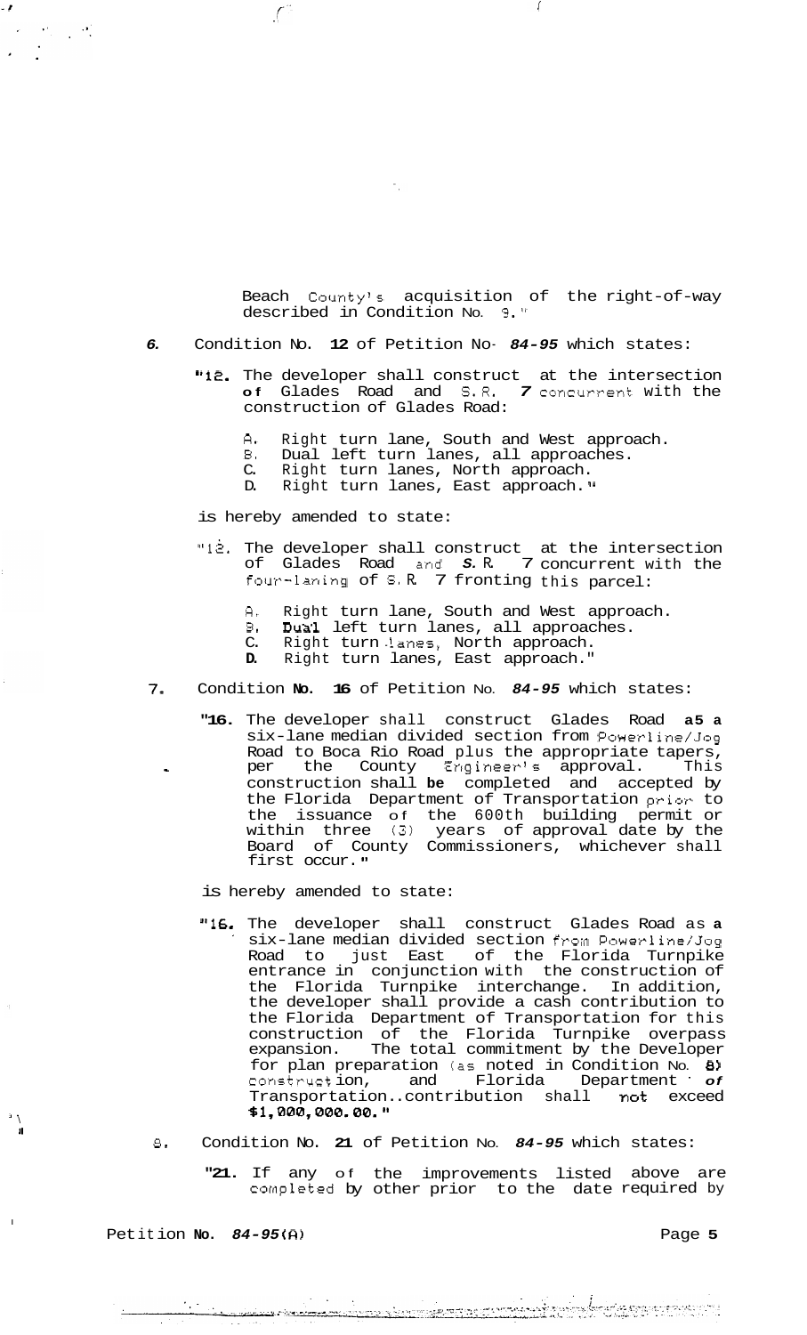Beach County's acquisition of the right-of-way described in Condition No. 9."

6. Condition No. 12 of Petition No. 84-95 which states:

"12. The developer shall construct at the intersection of Glades Road and S.R. 7 concurrent with the construction of Glades Road:

A. Right turn lane, South and West approach.
B. Dual left turn lanes, all approaches.
C. Right turn lanes, North approach.
D. Right turn lanes, East approach."

is hereby amended to state:

"12. The developer shall construct at the intersection of Glades Road and S.R. 7 concurrent with the four-laning of S.R. 7 fronting this parcel:

A. Right turn lane, South and West approach.
B. Dual left turn lanes, all approaches.
C. Right turn lanes, North approach.
D. Right turn lanes, East approach."

7. Condition No. 16 of Petition No. 84-95 which states:

"16. The developer shall construct Glades Road as a six-lane median divided section from Powerline/Jog Road to Boca Rio Road plus the appropriate tapers, per the County Engineer's approval. This construction shall be completed and accepted by the Florida Department of Transportation prior to the issuance of the 600th building permit or within three (3) years of approval date by the Board of County Commissioners, whichever shall first occur."

is hereby amended to state:

"16. The developer shall construct Glades Road as a six-lane median divided section from Powerline/Jog Road to just East of the Florida Turnpike entrance in conjunction with the construction of the Florida Turnpike interchange. In addition, the developer shall provide a cash contribution to the Florida Department of Transportation for this construction of the Florida Turnpike overpass expansion. The total commitment by the Developer for plan preparation (as noted in Condition No. 8) construction, and Florida Department of Transportation contribution shall not exceed $1,000,000.00."

8. Condition No. 21 of Petition No. 84-95 which states:

"21. If any of the improvements listed above are completed by other prior to the date required by

Petition No. 84-95(A)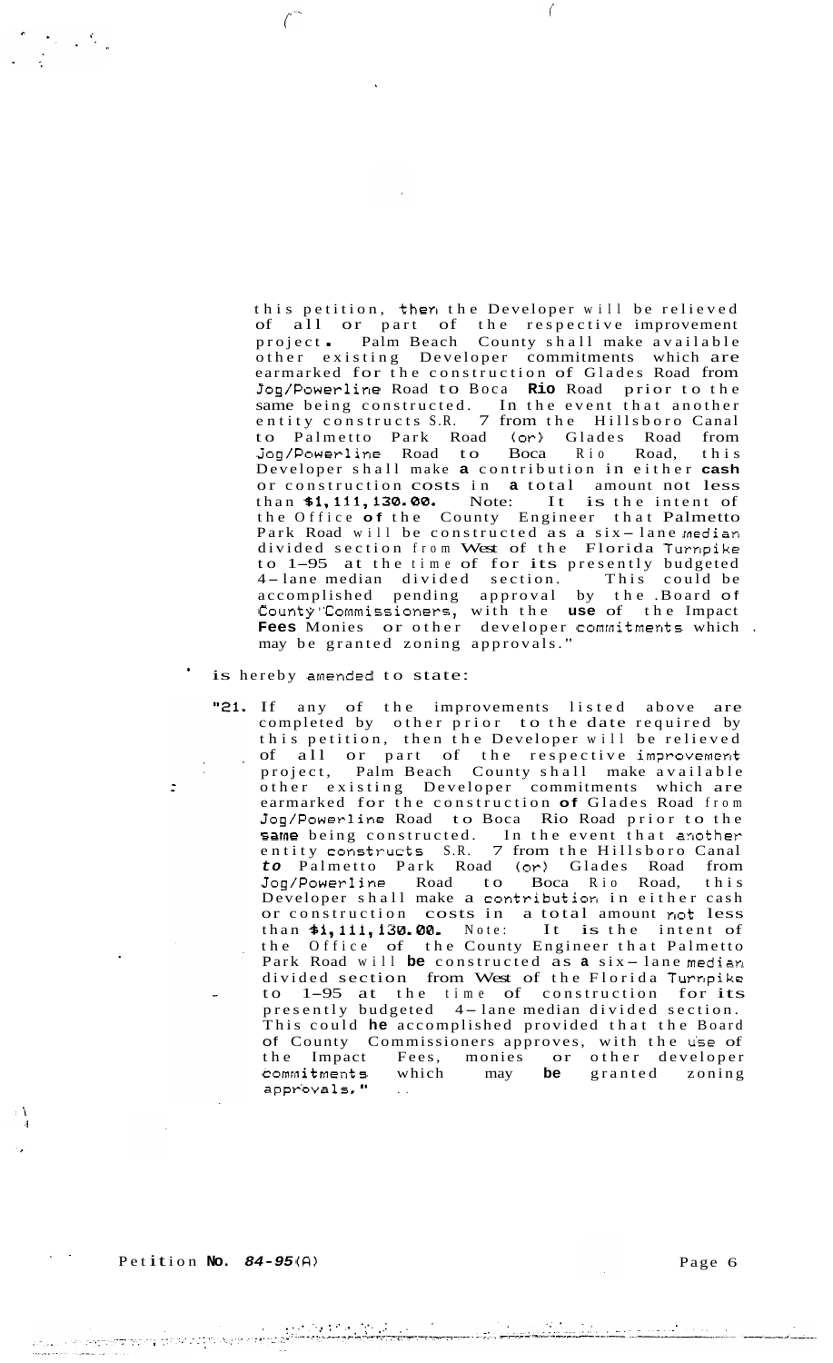this petition, then the Developer will be relieved of all or part of the respective improvement project. Palm Beach County shall make available other existing Developer commitments which are earmarked for the construction of Glades Road from Jog/Powerline Road to Boca Rio Road prior to the same being constructed. In the event that another entity constructs S.R. 7 from the Hillsboro Canal to Palmetto Park Road (or) Glades Road from Jog/Powerline Road to Boca Rio Road, this Developer shall make a contribution in either cash or construction costs in a total amount not less than $1,111,130.00. Note: It is the intent of the Office of the County Engineer that Palmetto Park Road will be constructed as a six-lane median divided section from West of the Florida Turnpike to 1-95 at the time of for its presently budgeted 4-lane median divided section. This could be accomplished pending approval by the Board of County Commissioners, with the use of the Impact Fees Monies or other developer commitments which may be granted zoning approvals."

is hereby amended to state:

"21. If any of the improvements listed above are completed by other prior to the date required by this petition, then the Developer will be relieved of all or part of the respective improvement project, Palm Beach County shall make available other existing Developer commitments which are earmarked for the construction of Glades Road from Jog/Powerline Road to Boca Rio Road prior to the same being constructed. In the event that another entity constructs S.R. 7 from the Hillsboro Canal *to* Palmetto Park Road (or) Glades Road from Jog/Powerline Road to Boca Rio Road, this Developer shall make a contribution in either cash or construction costs in a total amount not less than $1,111,130.00. Note: It is the intent of the Office of the County Engineer that Palmetto Park Road will be constructed as a six-lane median divided section from West of the Florida Turnpike to 1-95 at the time of construction for its presently budgeted 4-lane median divided section. This could he accomplished provided that the Board of County Commissioners approves, with the use of the Impact Fees, monies or other developer commitments which may be granted zoning approvals."

Petition No. *84-95*(A)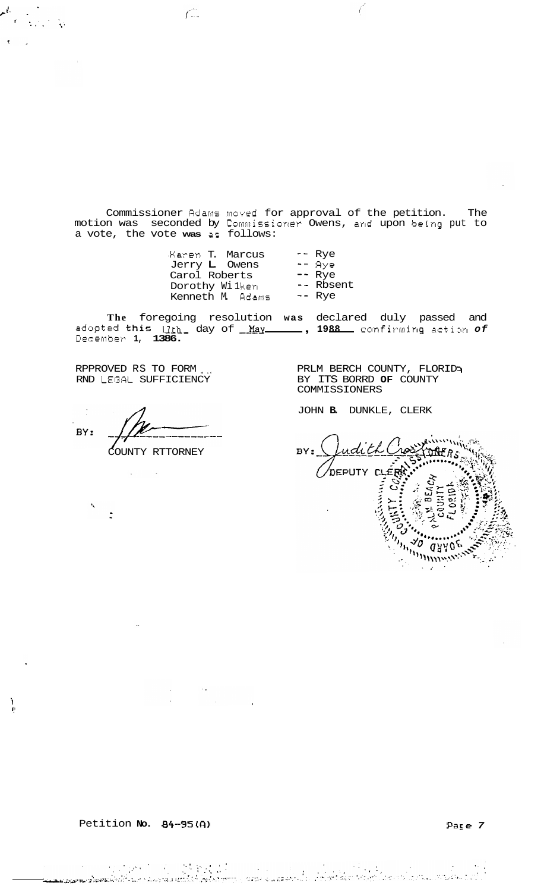Commissioner Adams moved for approval of the petition. The motion was seconded by Commissioner Owens, and upon being put to a vote, the vote was as follows:

| | |
|---|---|
| Karen T. Marcus | -- Rye |
| Jerry L. Owens | -- Aye |
| Carol Roberts | -- Rye |
| Dorothy Wilken | -- Rbsent |
| Kenneth M. Adams | -- Rye |

The foregoing resolution was declared duly passed and adopted this 17th day of May, 1988 confirming action of December 1, 1386.

RPPROVED RS TO FORM
RND LEGAL SUFFICIENCY

BY: ____________________
COUNTY RTTORNEY

PRLM BERCH COUNTY, FLORIDA
BY ITS BORRD OF COUNTY
COMMISSIONERS

JOHN B. DUNKLE, CLERK

BY: Judith Crofts
DEPUTY CLERK